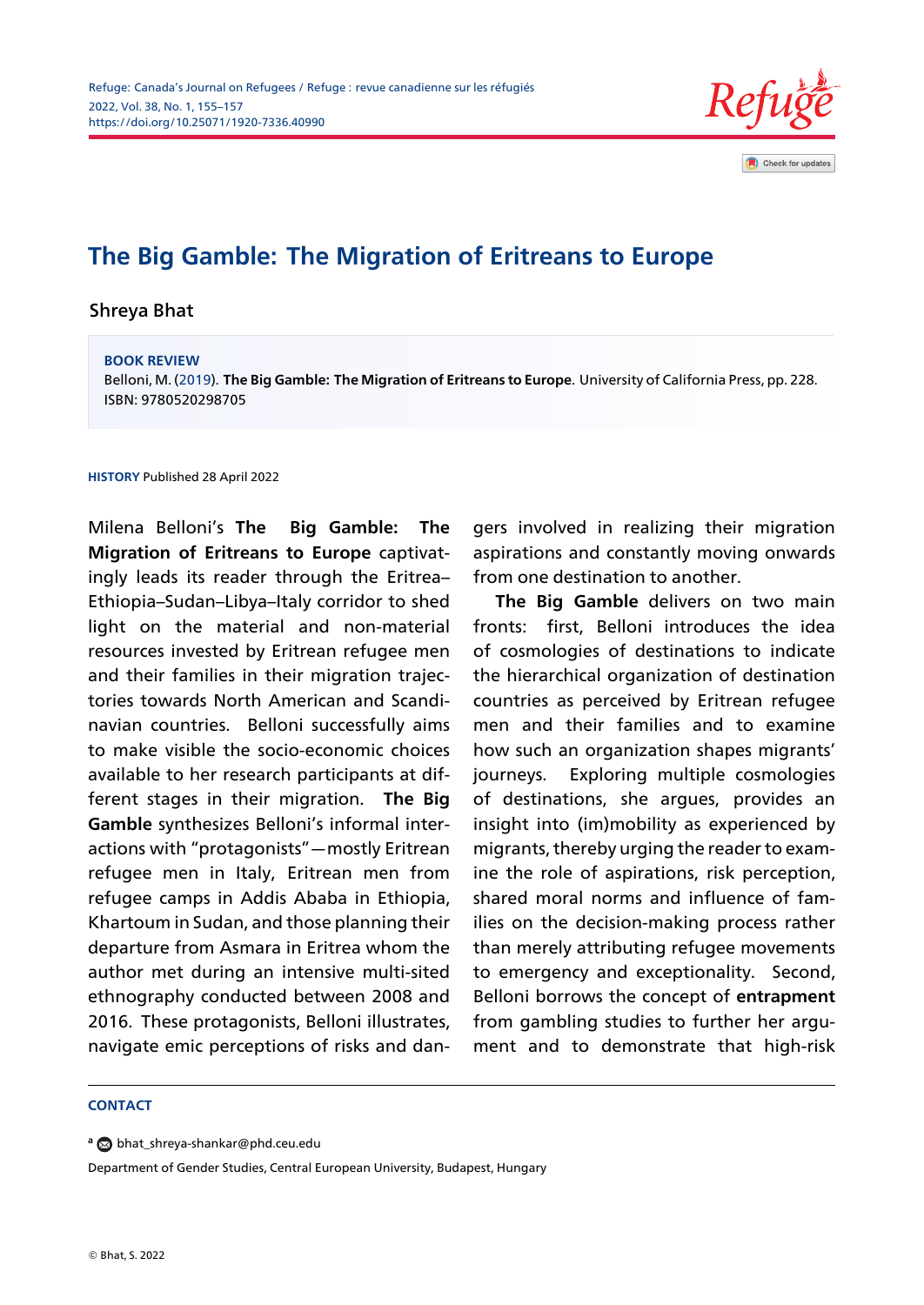# The Big Gamble: The Migration of Eritreans to Europe

Shreya Bhat

**BOOK REVIEW**

Belloni, M. (2019). **The Big Gamble: The Migration of Eritreans to Europe**. University of California Press, pp. 228. ISBN: 9780520298705

**HISTORY** Published 28 April 2022

Milena Belloni's **The Big Gamble: The Migration of Eritreans to Europe** captivatingly leads its reader through the Eritrea–Ethiopia–Sudan–Libya–Italy corridor to shed light on the material and non-material resources invested by Eritrean refugee men and their families in their migration trajectories towards North American and Scandinavian countries. Belloni successfully aims to make visible the socio-economic choices available to her research participants at different stages in their migration. **The Big Gamble** synthesizes Belloni's informal interactions with "protagonists"—mostly Eritrean refugee men in Italy, Eritrean men from refugee camps in Addis Ababa in Ethiopia, Khartoum in Sudan, and those planning their departure from Asmara in Eritrea whom the author met during an intensive multi-sited ethnography conducted between 2008 and 2016. These protagonists, Belloni illustrates, navigate emic perceptions of risks and dangers involved in realizing their migration aspirations and constantly moving onwards from one destination to another.

**The Big Gamble** delivers on two main fronts: first, Belloni introduces the idea of cosmologies of destinations to indicate the hierarchical organization of destination countries as perceived by Eritrean refugee men and their families and to examine how such an organization shapes migrants' journeys. Exploring multiple cosmologies of destinations, she argues, provides an insight into (im)mobility as experienced by migrants, thereby urging the reader to examine the role of aspirations, risk perception, shared moral norms and influence of families on the decision-making process rather than merely attributing refugee movements to emergency and exceptionality. Second, Belloni borrows the concept of **entrapment** from gambling studies to further her argument and to demonstrate that high-risk

**CONTACT**

[a] bhat_shreya-shankar@phd.ceu.edu

Department of Gender Studies, Central European University, Budapest, Hungary

© Bhat, S. 2022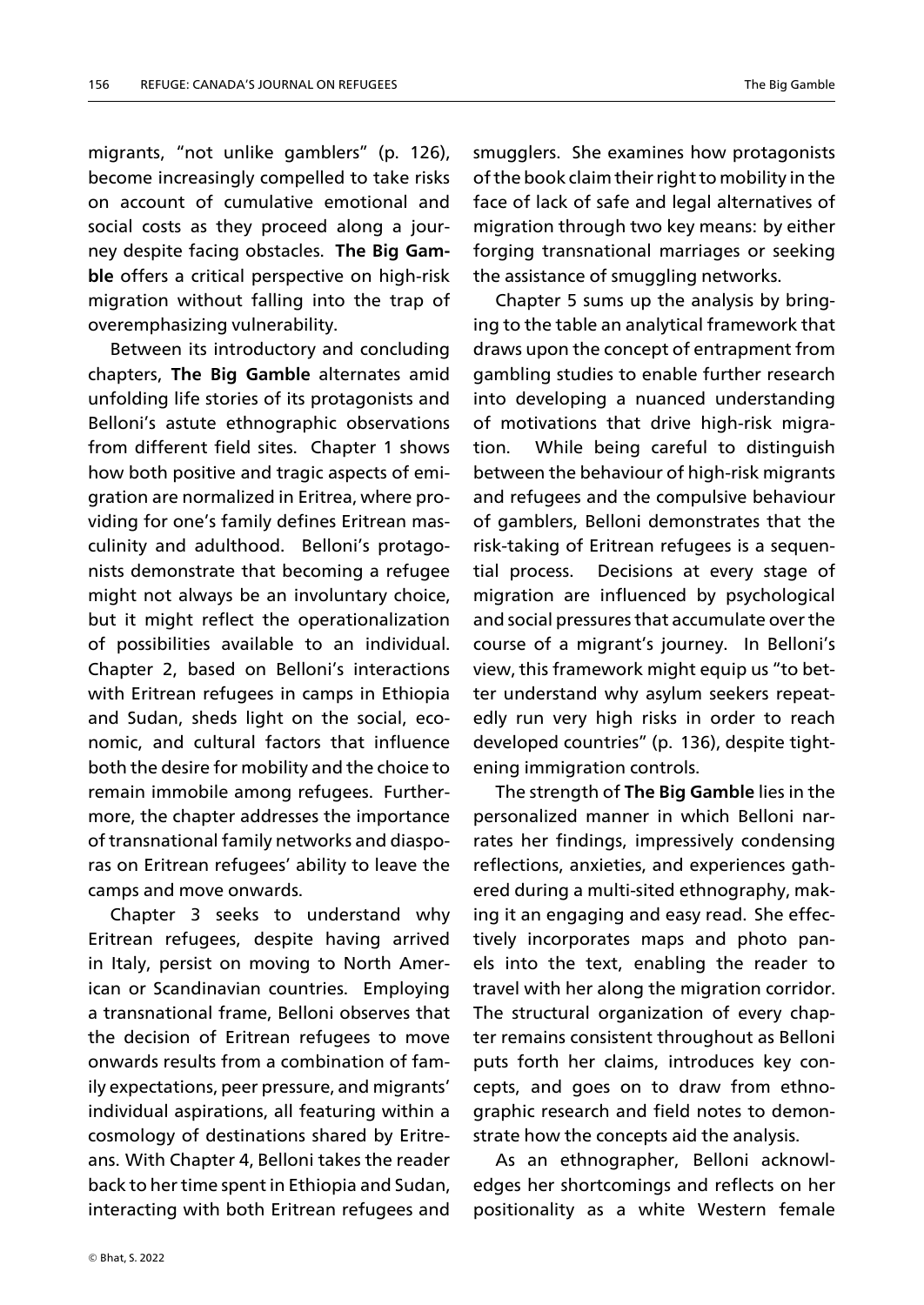migrants, "not unlike gamblers" (p. 126), become increasingly compelled to take risks on account of cumulative emotional and social costs as they proceed along a journey despite facing obstacles. **The Big Gamble** offers a critical perspective on high-risk migration without falling into the trap of overemphasizing vulnerability.

Between its introductory and concluding chapters, **The Big Gamble** alternates amid unfolding life stories of its protagonists and Belloni's astute ethnographic observations from different field sites. Chapter 1 shows how both positive and tragic aspects of emigration are normalized in Eritrea, where providing for one's family defines Eritrean masculinity and adulthood. Belloni's protagonists demonstrate that becoming a refugee might not always be an involuntary choice, but it might reflect the operationalization of possibilities available to an individual. Chapter 2, based on Belloni's interactions with Eritrean refugees in camps in Ethiopia and Sudan, sheds light on the social, economic, and cultural factors that influence both the desire for mobility and the choice to remain immobile among refugees. Furthermore, the chapter addresses the importance of transnational family networks and diasporas on Eritrean refugees' ability to leave the camps and move onwards.

Chapter 3 seeks to understand why Eritrean refugees, despite having arrived in Italy, persist on moving to North American or Scandinavian countries. Employing a transnational frame, Belloni observes that the decision of Eritrean refugees to move onwards results from a combination of family expectations, peer pressure, and migrants' individual aspirations, all featuring within a cosmology of destinations shared by Eritreans. With Chapter 4, Belloni takes the reader back to her time spent in Ethiopia and Sudan, interacting with both Eritrean refugees and smugglers. She examines how protagonists of the book claim their right to mobility in the face of lack of safe and legal alternatives of migration through two key means: by either forging transnational marriages or seeking the assistance of smuggling networks.

Chapter 5 sums up the analysis by bringing to the table an analytical framework that draws upon the concept of entrapment from gambling studies to enable further research into developing a nuanced understanding of motivations that drive high-risk migration. While being careful to distinguish between the behaviour of high-risk migrants and refugees and the compulsive behaviour of gamblers, Belloni demonstrates that the risk-taking of Eritrean refugees is a sequential process. Decisions at every stage of migration are influenced by psychological and social pressures that accumulate over the course of a migrant's journey. In Belloni's view, this framework might equip us "to better understand why asylum seekers repeatedly run very high risks in order to reach developed countries" (p. 136), despite tightening immigration controls.

The strength of **The Big Gamble** lies in the personalized manner in which Belloni narrates her findings, impressively condensing reflections, anxieties, and experiences gathered during a multi-sited ethnography, making it an engaging and easy read. She effectively incorporates maps and photo panels into the text, enabling the reader to travel with her along the migration corridor. The structural organization of every chapter remains consistent throughout as Belloni puts forth her claims, introduces key concepts, and goes on to draw from ethnographic research and field notes to demonstrate how the concepts aid the analysis.

As an ethnographer, Belloni acknowledges her shortcomings and reflects on her positionality as a white Western female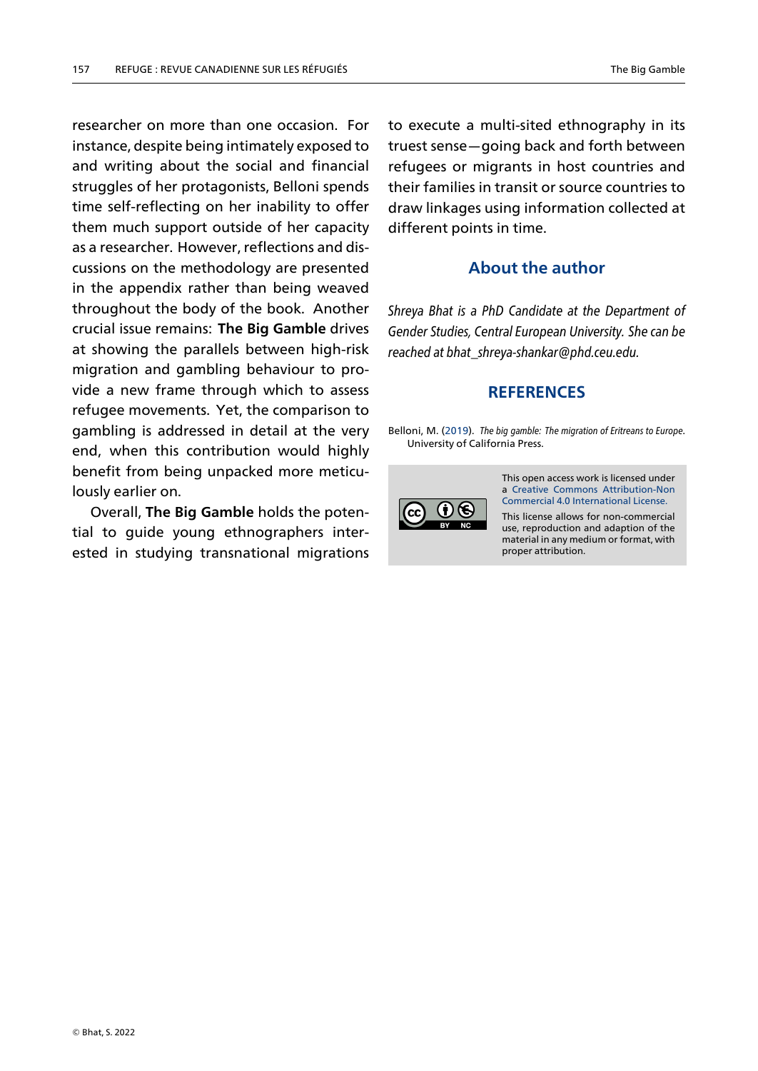researcher on more than one occasion. For instance, despite being intimately exposed to and writing about the social and financial struggles of her protagonists, Belloni spends time self-reflecting on her inability to offer them much support outside of her capacity as a researcher. However, reflections and discussions on the methodology are presented in the appendix rather than being weaved throughout the body of the book. Another crucial issue remains: **The Big Gamble** drives at showing the parallels between high-risk migration and gambling behaviour to provide a new frame through which to assess refugee movements. Yet, the comparison to gambling is addressed in detail at the very end, when this contribution would highly benefit from being unpacked more meticulously earlier on.

Overall, **The Big Gamble** holds the potential to guide young ethnographers interested in studying transnational migrations to execute a multi-sited ethnography in its truest sense—going back and forth between refugees or migrants in host countries and their families in transit or source countries to draw linkages using information collected at different points in time.

## About the author

*Shreya Bhat is a PhD Candidate at the Department of Gender Studies, Central European University. She can be reached at bhat_shreya-shankar@phd.ceu.edu.*

## REFERENCES

Belloni, M. (2019). *The big gamble: The migration of Eritreans to Europe.* University of California Press.

This open access work is licensed under a Creative Commons Attribution-Non Commercial 4.0 International License.

This license allows for non-commercial use, reproduction and adaption of the material in any medium or format, with proper attribution.

© Bhat, S. 2022